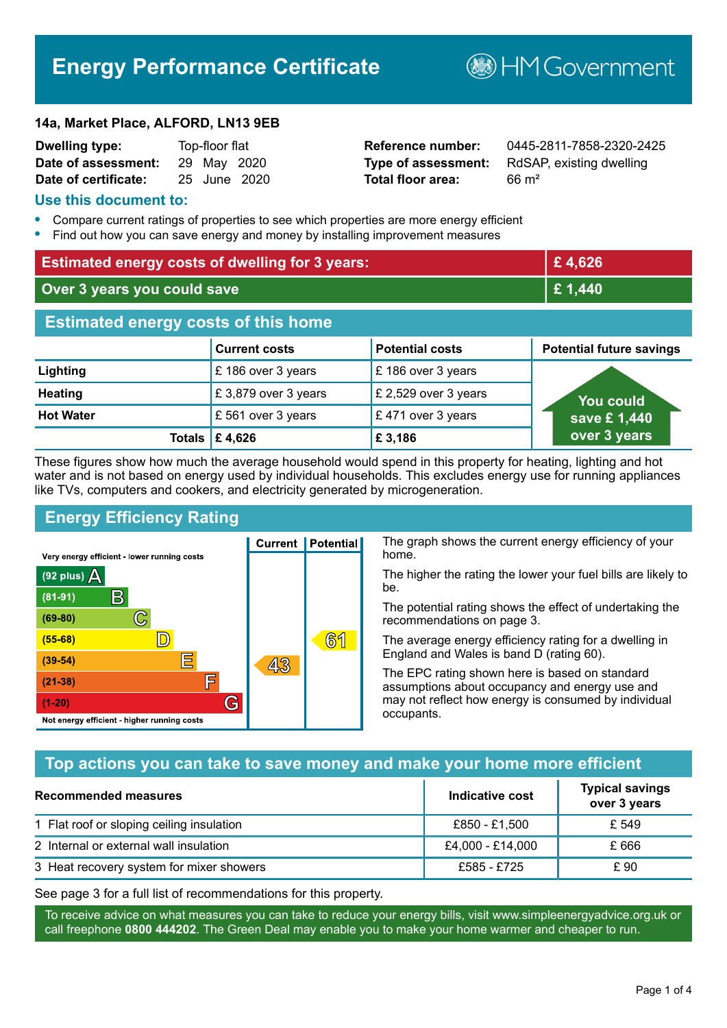# Energy Performance Certificate

HM Government

**14a, Market Place, ALFORD, LN13 9EB**

| | | | |
|---|---|---|---|
| **Dwelling type:** | Top-floor flat | **Reference number:** | 0445-2811-7858-2320-2425 |
| **Date of assessment:** | 29 May 2020 | **Type of assessment:** | RdSAP, existing dwelling |
| **Date of certificate:** | 25 June 2020 | **Total floor area:** | 66 m² |

## Use this document to:

- Compare current ratings of properties to see which properties are more energy efficient
- Find out how you can save energy and money by installing improvement measures

| | |
|---|---|
| **Estimated energy costs of dwelling for 3 years:** | **£ 4,626** |
| **Over 3 years you could save** | **£ 1,440** |

## Estimated energy costs of this home

| | Current costs | Potential costs | Potential future savings |
|---|---|---|---|
| **Lighting** | £ 186 over 3 years | £ 186 over 3 years | You could save £ 1,440 over 3 years |
| **Heating** | £ 3,879 over 3 years | £ 2,529 over 3 years | |
| **Hot Water** | £ 561 over 3 years | £ 471 over 3 years | |
| **Totals** | **£ 4,626** | **£ 3,186** | |

These figures show how much the average household would spend in this property for heating, lighting and hot water and is not based on energy used by individual households. This excludes energy use for running appliances like TVs, computers and cookers, and electricity generated by microgeneration.

## Energy Efficiency Rating

| Rating | Current | Potential |
|---|---|---|
| Very energy efficient - lower running costs | | |
| (92 plus) A | | |
| (81-91) B | | |
| (69-80) C | | |
| (55-68) D | | 61 |
| (39-54) E | 43 | |
| (21-38) F | | |
| (1-20) G | | |
| Not energy efficient - higher running costs | | |

The graph shows the current energy efficiency of your home.

The higher the rating the lower your fuel bills are likely to be.

The potential rating shows the effect of undertaking the recommendations on page 3.

The average energy efficiency rating for a dwelling in England and Wales is band D (rating 60).

The EPC rating shown here is based on standard assumptions about occupancy and energy use and may not reflect how energy is consumed by individual occupants.

## Top actions you can take to save money and make your home more efficient

| Recommended measures | Indicative cost | Typical savings over 3 years |
|---|---|---|
| 1 Flat roof or sloping ceiling insulation | £850 - £1,500 | £ 549 |
| 2 Internal or external wall insulation | £4,000 - £14,000 | £ 666 |
| 3 Heat recovery system for mixer showers | £585 - £725 | £ 90 |

See page 3 for a full list of recommendations for this property.

To receive advice on what measures you can take to reduce your energy bills, visit www.simpleenergyadvice.org.uk or call freephone **0800 444202**. The Green Deal may enable you to make your home warmer and cheaper to run.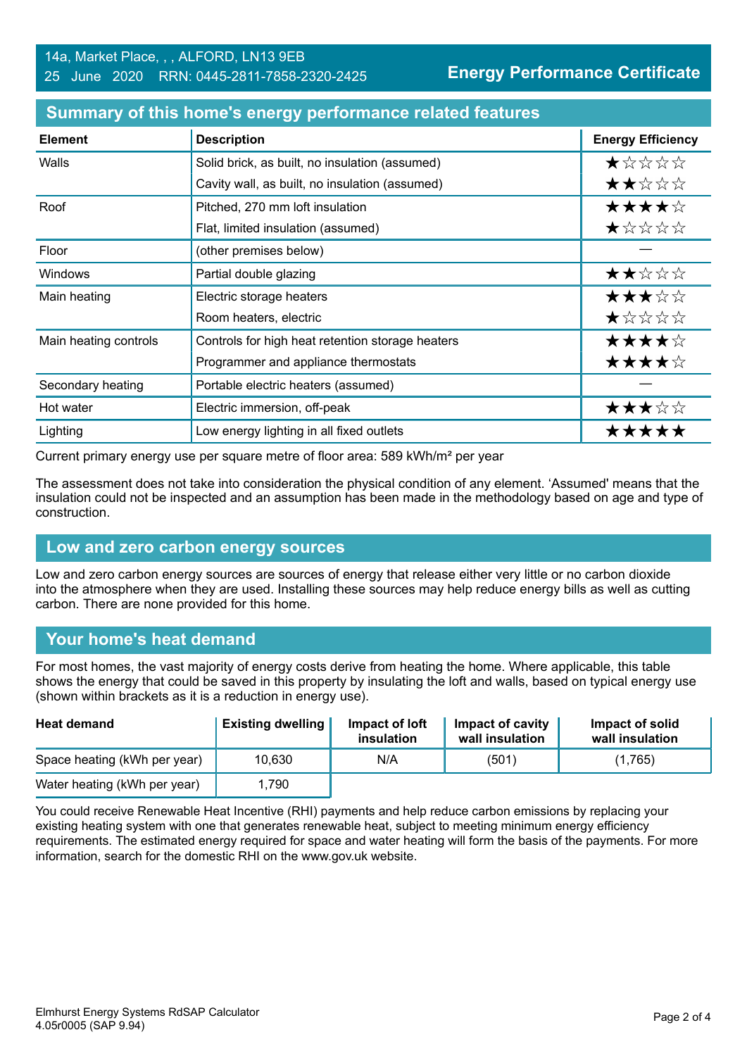14a, Market Place, , , ALFORD, LN13 9EB
25 June 2020 RRN: 0445-2811-7858-2320-2425

**Energy Performance Certificate**

## Summary of this home's energy performance related features

| Element | Description | Energy Efficiency |
|---|---|---|
| Walls | Solid brick, as built, no insulation (assumed) | ★☆☆☆☆ |
| | Cavity wall, as built, no insulation (assumed) | ★★☆☆☆ |
| Roof | Pitched, 270 mm loft insulation | ★★★★☆ |
| | Flat, limited insulation (assumed) | ★☆☆☆☆ |
| Floor | (other premises below) | — |
| Windows | Partial double glazing | ★★☆☆☆ |
| Main heating | Electric storage heaters | ★★★☆☆ |
| | Room heaters, electric | ★☆☆☆☆ |
| Main heating controls | Controls for high heat retention storage heaters | ★★★★☆ |
| | Programmer and appliance thermostats | ★★★★☆ |
| Secondary heating | Portable electric heaters (assumed) | — |
| Hot water | Electric immersion, off-peak | ★★★☆☆ |
| Lighting | Low energy lighting in all fixed outlets | ★★★★★ |

Current primary energy use per square metre of floor area: 589 kWh/m² per year

The assessment does not take into consideration the physical condition of any element. 'Assumed' means that the insulation could not be inspected and an assumption has been made in the methodology based on age and type of construction.

## Low and zero carbon energy sources

Low and zero carbon energy sources are sources of energy that release either very little or no carbon dioxide into the atmosphere when they are used. Installing these sources may help reduce energy bills as well as cutting carbon. There are none provided for this home.

## Your home's heat demand

For most homes, the vast majority of energy costs derive from heating the home. Where applicable, this table shows the energy that could be saved in this property by insulating the loft and walls, based on typical energy use (shown within brackets as it is a reduction in energy use).

| Heat demand | Existing dwelling | Impact of loft insulation | Impact of cavity wall insulation | Impact of solid wall insulation |
|---|---|---|---|---|
| Space heating (kWh per year) | 10,630 | N/A | (501) | (1,765) |
| Water heating (kWh per year) | 1,790 | | | |

You could receive Renewable Heat Incentive (RHI) payments and help reduce carbon emissions by replacing your existing heating system with one that generates renewable heat, subject to meeting minimum energy efficiency requirements. The estimated energy required for space and water heating will form the basis of the payments. For more information, search for the domestic RHI on the www.gov.uk website.

Elmhurst Energy Systems RdSAP Calculator
4.05r0005 (SAP 9.94)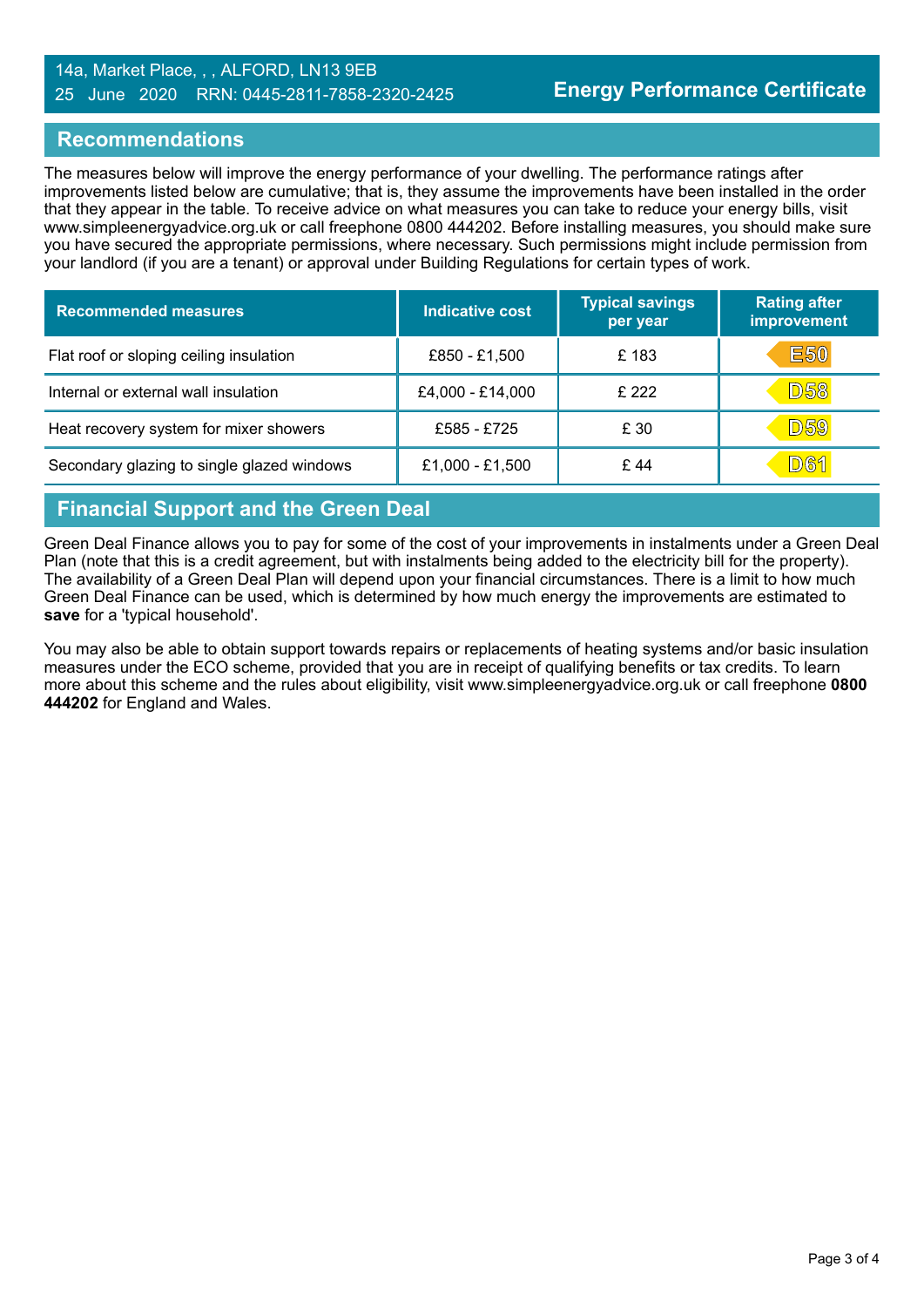14a, Market Place, , , ALFORD, LN13 9EB
25 June 2020 RRN: 0445-2811-7858-2320-2425

**Energy Performance Certificate**

## Recommendations

The measures below will improve the energy performance of your dwelling. The performance ratings after improvements listed below are cumulative; that is, they assume the improvements have been installed in the order that they appear in the table. To receive advice on what measures you can take to reduce your energy bills, visit www.simpleenergyadvice.org.uk or call freephone 0800 444202. Before installing measures, you should make sure you have secured the appropriate permissions, where necessary. Such permissions might include permission from your landlord (if you are a tenant) or approval under Building Regulations for certain types of work.

| Recommended measures | Indicative cost | Typical savings per year | Rating after improvement |
|---|---|---|---|
| Flat roof or sloping ceiling insulation | £850 - £1,500 | £ 183 | E50 |
| Internal or external wall insulation | £4,000 - £14,000 | £ 222 | D58 |
| Heat recovery system for mixer showers | £585 - £725 | £ 30 | D59 |
| Secondary glazing to single glazed windows | £1,000 - £1,500 | £ 44 | D61 |

## Financial Support and the Green Deal

Green Deal Finance allows you to pay for some of the cost of your improvements in instalments under a Green Deal Plan (note that this is a credit agreement, but with instalments being added to the electricity bill for the property). The availability of a Green Deal Plan will depend upon your financial circumstances. There is a limit to how much Green Deal Finance can be used, which is determined by how much energy the improvements are estimated to **save** for a 'typical household'.

You may also be able to obtain support towards repairs or replacements of heating systems and/or basic insulation measures under the ECO scheme, provided that you are in receipt of qualifying benefits or tax credits. To learn more about this scheme and the rules about eligibility, visit www.simpleenergyadvice.org.uk or call freephone **0800 444202** for England and Wales.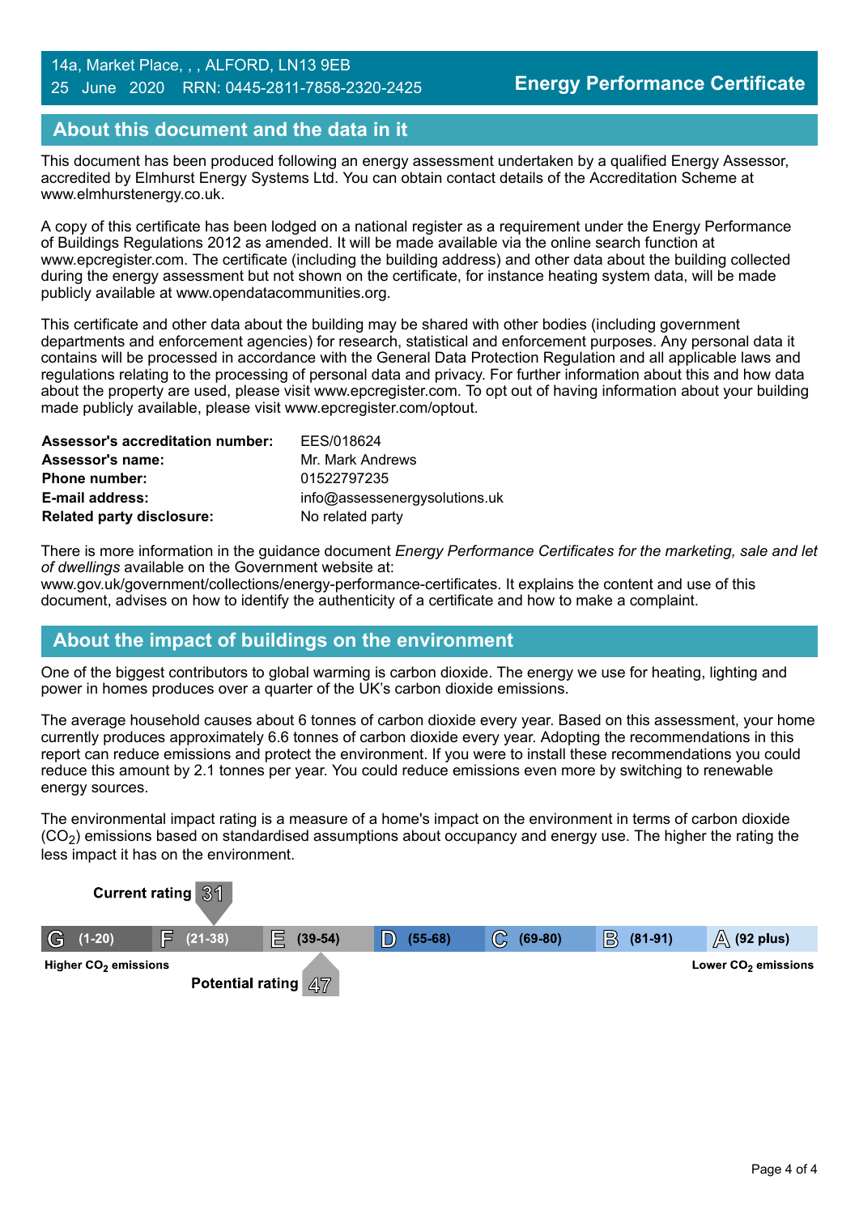14a, Market Place, , , ALFORD, LN13 9EB
25 June 2020 RRN: 0445-2811-7858-2320-2425

**Energy Performance Certificate**

## About this document and the data in it

This document has been produced following an energy assessment undertaken by a qualified Energy Assessor, accredited by Elmhurst Energy Systems Ltd. You can obtain contact details of the Accreditation Scheme at www.elmhurstenergy.co.uk.

A copy of this certificate has been lodged on a national register as a requirement under the Energy Performance of Buildings Regulations 2012 as amended. It will be made available via the online search function at www.epcregister.com. The certificate (including the building address) and other data about the building collected during the energy assessment but not shown on the certificate, for instance heating system data, will be made publicly available at www.opendatacommunities.org.

This certificate and other data about the building may be shared with other bodies (including government departments and enforcement agencies) for research, statistical and enforcement purposes. Any personal data it contains will be processed in accordance with the General Data Protection Regulation and all applicable laws and regulations relating to the processing of personal data and privacy. For further information about this and how data about the property are used, please visit www.epcregister.com. To opt out of having information about your building made publicly available, please visit www.epcregister.com/optout.

| | |
|---|---|
| **Assessor's accreditation number:** | EES/018624 |
| **Assessor's name:** | Mr. Mark Andrews |
| **Phone number:** | 01522797235 |
| **E-mail address:** | info@assessenergysolutions.uk |
| **Related party disclosure:** | No related party |

There is more information in the guidance document *Energy Performance Certificates for the marketing, sale and let of dwellings* available on the Government website at: www.gov.uk/government/collections/energy-performance-certificates. It explains the content and use of this document, advises on how to identify the authenticity of a certificate and how to make a complaint.

## About the impact of buildings on the environment

One of the biggest contributors to global warming is carbon dioxide. The energy we use for heating, lighting and power in homes produces over a quarter of the UK's carbon dioxide emissions.

The average household causes about 6 tonnes of carbon dioxide every year. Based on this assessment, your home currently produces approximately 6.6 tonnes of carbon dioxide every year. Adopting the recommendations in this report can reduce emissions and protect the environment. If you were to install these recommendations you could reduce this amount by 2.1 tonnes per year. You could reduce emissions even more by switching to renewable energy sources.

The environmental impact rating is a measure of a home's impact on the environment in terms of carbon dioxide ($CO_2$) emissions based on standardised assumptions about occupancy and energy use. The higher the rating the less impact it has on the environment.

Current rating 31

G (1-20) F (21-38) E (39-54) D (55-68) C (69-80) B (81-91) A (92 plus)

Higher $CO_2$ emissions

Lower $CO_2$ emissions

Potential rating 47